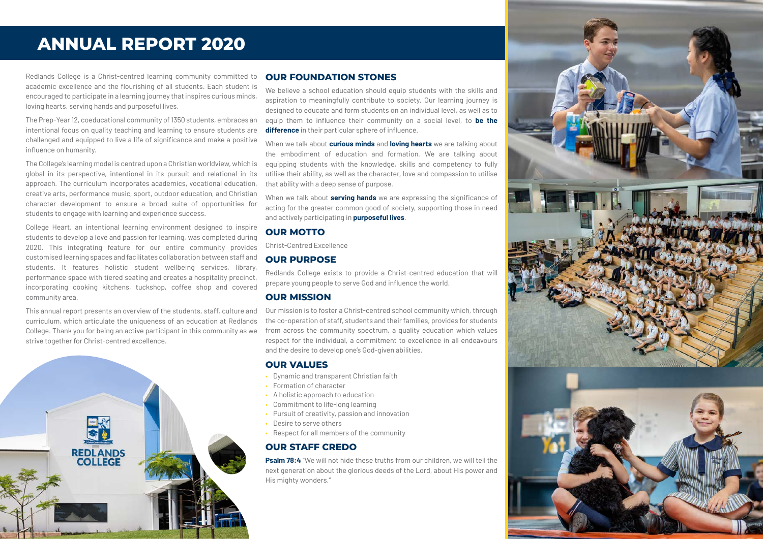# ANNUAL REPORT 2020

Redlands College is a Christ-centred learning community committed to academic excellence and the flourishing of all students. Each student is encouraged to participate in a learning journey that inspires curious minds, loving hearts, serving hands and purposeful lives.

The Prep-Year 12, coeducational community of 1350 students, embraces an intentional focus on quality teaching and learning to ensure students are challenged and equipped to live a life of significance and make a positive influence on humanity.

The College's learning model is centred upon a Christian worldview, which is global in its perspective, intentional in its pursuit and relational in its approach. The curriculum incorporates academics, vocational education, creative arts, performance music, sport, outdoor education, and Christian character development to ensure a broad suite of opportunities for students to engage with learning and experience success.

College Heart, an intentional learning environment designed to inspire students to develop a love and passion for learning, was completed during 2020. This integrating feature for our entire community provides customised learning spaces and facilitates collaboration between staff and students. It features holistic student wellbeing services, library, performance space with tiered seating and creates a hospitality precinct, incorporating cooking kitchens, tuckshop, coffee shop and covered community area.

This annual report presents an overview of the students, staff, culture and curriculum, which articulate the uniqueness of an education at Redlands College. Thank you for being an active participant in this community as we strive together for Christ-centred excellence.

## OUR FOUNDATION STONES

We believe a school education should equip students with the skills and aspiration to meaningfully contribute to society. Our learning journey is designed to educate and form students on an individual level, as well as to equip them to influence their community on a social level, to **be the difference** in their particular sphere of influence.

When we talk about **curious minds** and **loving hearts** we are talking about the embodiment of education and formation. We are talking about equipping students with the knowledge, skills and competency to fully utilise their ability, as well as the character, love and compassion to utilise that ability with a deep sense of purpose.

When we talk about **serving hands** we are expressing the significance of acting for the greater common good of society, supporting those in need and actively participating in **purposeful lives**.

## OUR MOTTO

Christ-Centred Excellence

## OUR PURPOSE

Redlands College exists to provide a Christ-centred education that will prepare young people to serve God and influence the world.

## OUR MISSION

Our mission is to foster a Christ-centred school community which, through the co-operation of staff, students and their families, provides for students from across the community spectrum, a quality education which values respect for the individual, a commitment to excellence in all endeavours and the desire to develop one's God-given abilities.

## OUR VALUES

- Dynamic and transparent Christian faith
- Formation of character
- A holistic approach to education
- Commitment to life-long learning
- Pursuit of creativity, passion and innovation
- Desire to serve others
- Respect for all members of the community

## OUR STAFF CREDO

**Psalm 78:4** "We will not hide these truths from our children, we will tell the next generation about the glorious deeds of the Lord, about His power and His mighty wonders."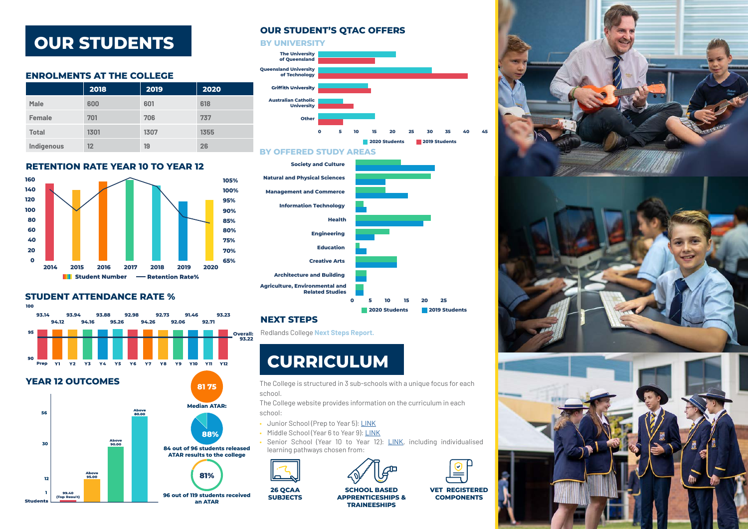# OUR STUDENTS

## ENROLMENTS AT THE COLLEGE

| | 2018 | 2019 | 2020 |
|---|---|---|---|
| Male | 600 | 601 | 618 |
| Female | 701 | 706 | 737 |
| Total | 1301 | 1307 | 1355 |
| Indigenous | 12 | 19 | 26 |

## RETENTION RATE YEAR 10 TO YEAR 12

Student Number — Retention Rate%

## STUDENT ATTENDANCE RATE %

| Prep | Y1 | Y2 | Y3 | Y4 | Y5 | Y6 | Y7 | Y8 | Y9 | Y10 | Y11 | Y12 |
|---|---|---|---|---|---|---|---|---|---|---|---|---|
| 93.14 | 94.12 | 93.94 | 94.16 | 93.88 | 95.26 | 92.98 | 94.26 | 92.73 | 92.06 | 91.46 | 92.71 | 93.23 |

Overall: 93.22

## YEAR 12 OUTCOMES

| Students | |
|---|---|
| 1 | 99.40 (Top Result) |
| 12 | Above 95.00 |
| 30 | Above 90.00 |
| 56 | Above 80.00 |

81 75 Median ATAR:

88% — 84 out of 96 students released ATAR results to the college

81% — 96 out of 119 students received an ATAR

## OUR STUDENT'S QTAC OFFERS

### BY UNIVERSITY

The University of Queensland, Queensland University of Technology, Griffith University, Australian Catholic University, Other

2020 Students / 2019 Students

### BY OFFERED STUDY AREAS

Society and Culture, Natural and Physical Sciences, Management and Commerce, Information Technology, Health, Engineering, Education, Creative Arts, Architecture and Building, Agriculture, Environmental and Related Studies

2020 Students / 2019 Students

## NEXT STEPS

Redlands College **Next Steps Report.**

# CURRICULUM

The College is structured in 3 sub-schools with a unique focus for each school.

The College website provides information on the curriculum in each school:

- Junior School (Prep to Year 5): LINK
- Middle School (Year 6 to Year 9): LINK
- Senior School (Year 10 to Year 12): LINK, including individualised learning pathways chosen from:

**26 QCAA SUBJECTS**

**SCHOOL BASED APPRENTICESHIPS & TRAINEESHIPS**

**VET REGISTERED COMPONENTS**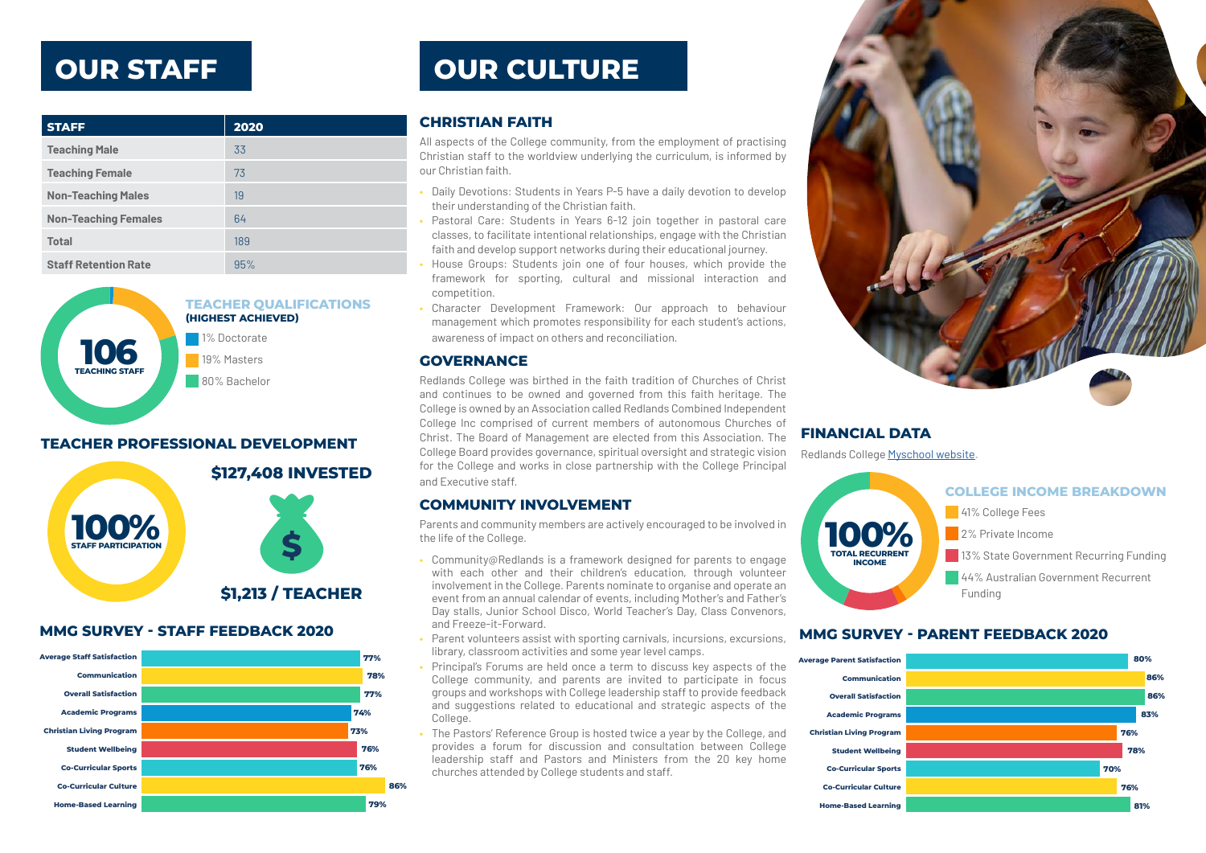# OUR STAFF

| STAFF | 2020 |
| --- | --- |
| Teaching Male | 33 |
| Teaching Female | 73 |
| Non-Teaching Males | 19 |
| Non-Teaching Females | 64 |
| Total | 189 |
| Staff Retention Rate | 95% |

**106** TEACHING STAFF

### TEACHER QUALIFICATIONS (HIGHEST ACHIEVED)

- 1% Doctorate
- 19% Masters
- 80% Bachelor

### TEACHER PROFESSIONAL DEVELOPMENT

**100%** STAFF PARTICIPATION

**$127,408 INVESTED**

**$1,213 / TEACHER**

### MMG SURVEY - STAFF FEEDBACK 2020

| Category | % |
| --- | --- |
| Average Staff Satisfaction | 77% |
| Communication | 78% |
| Overall Satisfaction | 77% |
| Academic Programs | 74% |
| Christian Living Program | 73% |
| Student Wellbeing | 76% |
| Co-Curricular Sports | 76% |
| Co-Curricular Culture | 86% |
| Home-Based Learning | 79% |

# OUR CULTURE

## CHRISTIAN FAITH

All aspects of the College community, from the employment of practising Christian staff to the worldview underlying the curriculum, is informed by our Christian faith.

- Daily Devotions: Students in Years P-5 have a daily devotion to develop their understanding of the Christian faith.
- Pastoral Care: Students in Years 6-12 join together in pastoral care classes, to facilitate intentional relationships, engage with the Christian faith and develop support networks during their educational journey.
- House Groups: Students join one of four houses, which provide the framework for sporting, cultural and missional interaction and competition.
- Character Development Framework: Our approach to behaviour management which promotes responsibility for each student's actions, awareness of impact on others and reconciliation.

## GOVERNANCE

Redlands College was birthed in the faith tradition of Churches of Christ and continues to be owned and governed from this faith heritage. The College is owned by an Association called Redlands Combined Independent College Inc comprised of current members of autonomous Churches of Christ. The Board of Management are elected from this Association. The College Board provides governance, spiritual oversight and strategic vision for the College and works in close partnership with the College Principal and Executive staff.

## COMMUNITY INVOLVEMENT

Parents and community members are actively encouraged to be involved in the life of the College.

- Community@Redlands is a framework designed for parents to engage with each other and their children's education, through volunteer involvement in the College. Parents nominate to organise and operate an event from an annual calendar of events, including Mother's and Father's Day stalls, Junior School Disco, World Teacher's Day, Class Convenors, and Freeze-it-Forward.
- Parent volunteers assist with sporting carnivals, incursions, excursions, library, classroom activities and some year level camps.
- Principal's Forums are held once a term to discuss key aspects of the College community, and parents are invited to participate in focus groups and workshops with College leadership staff to provide feedback and suggestions related to educational and strategic aspects of the College.
- The Pastors' Reference Group is hosted twice a year by the College, and provides a forum for discussion and consultation between College leadership staff and Pastors and Ministers from the 20 key home churches attended by College students and staff.

## FINANCIAL DATA

Redlands College Myschool website.

**100%** TOTAL RECURRENT INCOME

### COLLEGE INCOME BREAKDOWN

- 41% College Fees
- 2% Private Income
- 13% State Government Recurring Funding
- 44% Australian Government Recurrent Funding

### MMG SURVEY - PARENT FEEDBACK 2020

| Category | % |
| --- | --- |
| Average Parent Satisfaction | 80% |
| Communication | 86% |
| Overall Satisfaction | 86% |
| Academic Programs | 83% |
| Christian Living Program | 76% |
| Student Wellbeing | 78% |
| Co-Curricular Sports | 70% |
| Co-Curricular Culture | 76% |
| Home-Based Learning | 81% |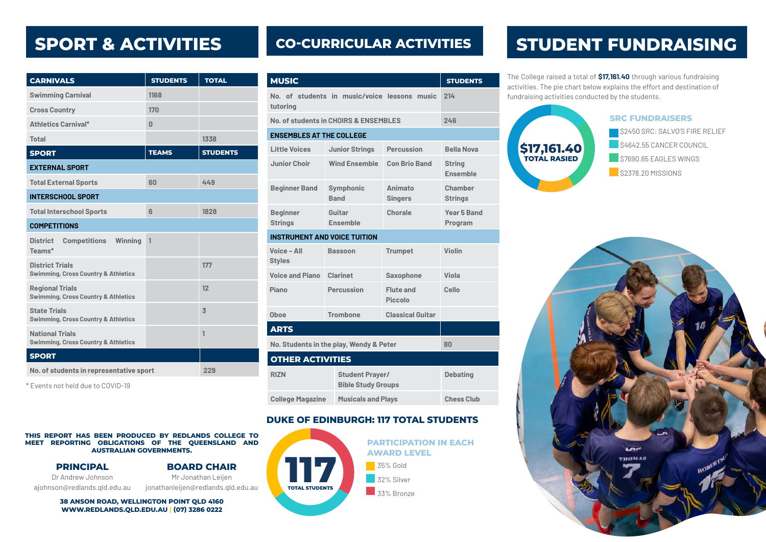# SPORT & ACTIVITIES

| CARNIVALS | STUDENTS | TOTAL |
|---|---|---|
| Swimming Carnival | 1168 | |
| Cross Country | 170 | |
| Athletics Carnival* | 0 | |
| Total | | 1338 |
| **SPORT** | **TEAMS** | **STUDENTS** |
| **EXTERNAL SPORT** | | |
| Total External Sports | 60 | 449 |
| **INTERSCHOOL SPORT** | | |
| Total Interschool Sports | 6 | 1828 |
| **COMPETITIONS** | | |
| District Competitions Winning Teams* | 1 | |
| District Trials<br>Swimming, Cross Country & Athletics | | 177 |
| Regional Trials<br>Swimming, Cross Country & Athletics | | 12 |
| State Trials<br>Swimming, Cross Country & Athletics | | 3 |
| National Trials<br>Swimming, Cross Country & Athletics | | 1 |
| **SPORT** | | |
| No. of students in representative sport | | 229 |

\* Events not held due to COVID-19

# CO-CURRICULAR ACTIVITIES

| MUSIC | | | STUDENTS |
|---|---|---|---|
| No. of students in music/voice lessons music tutoring | | | 214 |
| No. of students in CHOIRS & ENSEMBLES | | | 246 |
| **ENSEMBLES AT THE COLLEGE** | | | |
| Little Voices | Junior Strings | Percussion | Bella Nova |
| Junior Choir | Wind Ensemble | Con Brio Band | String Ensemble |
| Beginner Band | Symphonic Band | Animato Singers | Chamber Strings |
| Beginner Strings | Guitar Ensemble | Chorale | Year 5 Band Program |
| **INSTRUMENT AND VOICE TUITION** | | | |
| Voice – All Styles | Bassoon | Trumpet | Violin |
| Voice and Piano | Clarinet | Saxophone | Viola |
| Piano | Percussion | Flute and Piccolo | Cello |
| Oboe | Trombone | Classical Guitar | |
| **ARTS** | | | |
| No. Students in the play, Wendy & Peter | | | 80 |

| OTHER ACTIVITIES | | |
|---|---|---|
| RIZN | Student Prayer/ Bible Study Groups | Debating |
| College Magazine | Musicals and Plays | Chess Club |

## DUKE OF EDINBURGH: 117 TOTAL STUDENTS

117
TOTAL STUDENTS

**PARTICIPATION IN EACH AWARD LEVEL**

35% Gold
32% Silver
33% Bronze

# STUDENT FUNDRAISING

The College raised a total of **$17,161.40** through various fundraising activities. The pie chart below explains the effort and destination of fundraising activities conducted by the students.

$17,161.40
TOTAL RASIED

**SRC FUNDRAISERS**

$2450 SRC: SALVO'S FIRE RELIEF
$4642.55 CANCER COUNCIL
$7690.65 EAGLES WINGS
$2378.20 MISSIONS

**THIS REPORT HAS BEEN PRODUCED BY REDLANDS COLLEGE TO MEET REPORTING OBLIGATIONS OF THE QUEENSLAND AND AUSTRALIAN GOVERNMENTS.**

**PRINCIPAL**
Dr Andrew Johnson
ajohnson@redlands.qld.edu.au

**BOARD CHAIR**
Mr Jonathan Leijen
jonathanleijen@redlands.qld.edu.au

**38 ANSON ROAD, WELLINGTON POINT QLD 4160**
**WWW.REDLANDS.QLD.EDU.AU | (07) 3286 0222**